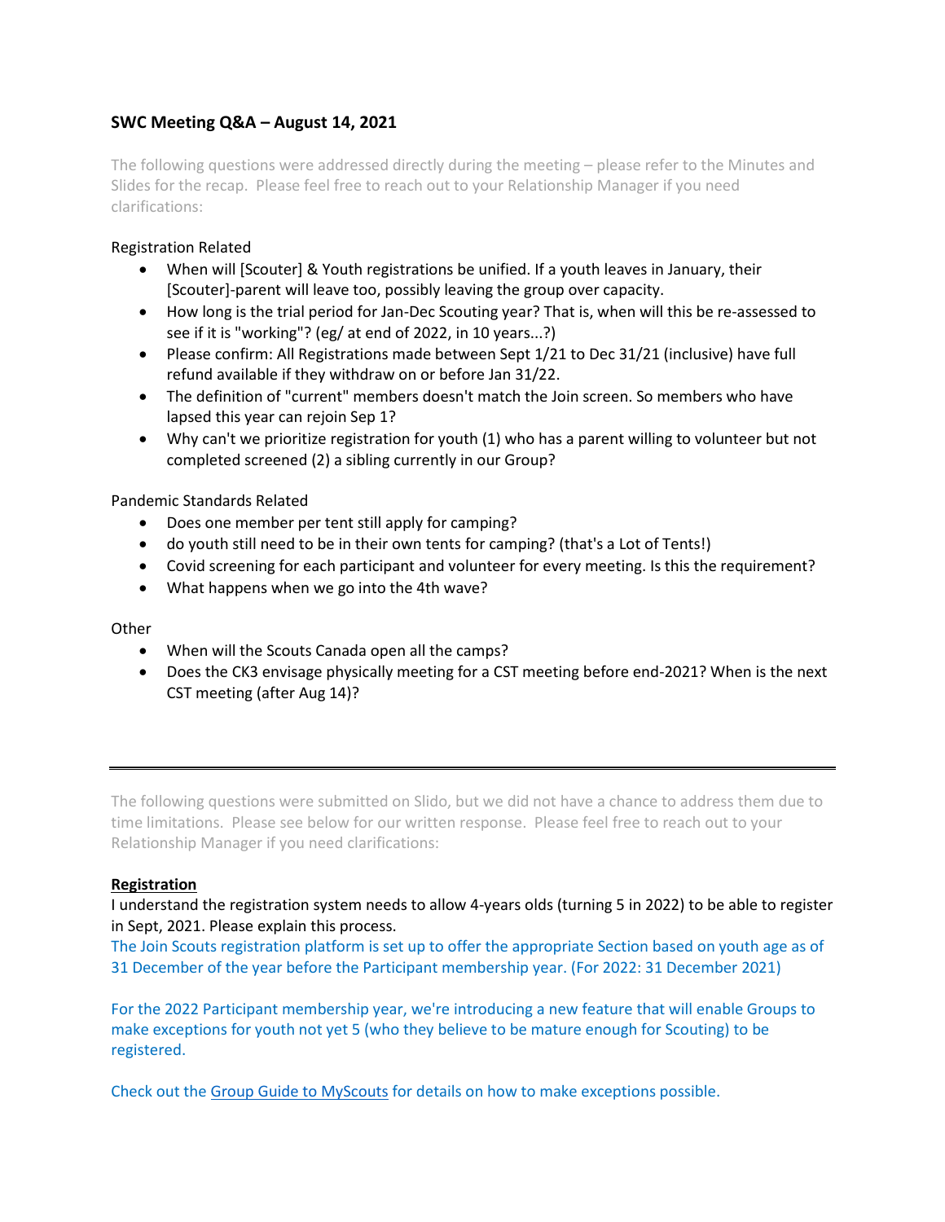## SWC Meeting Q&A – August 14, 2021

The following questions were addressed directly during the meeting – please refer to the Minutes and Slides for the recap. Please feel free to reach out to your Relationship Manager if you need clarifications:

Registration Related

- When will [Scouter] & Youth registrations be unified. If a youth leaves in January, their [Scouter]-parent will leave too, possibly leaving the group over capacity.
- How long is the trial period for Jan-Dec Scouting year? That is, when will this be re-assessed to see if it is "working"? (eg/ at end of 2022, in 10 years...?)
- Please confirm: All Registrations made between Sept 1/21 to Dec 31/21 (inclusive) have full refund available if they withdraw on or before Jan 31/22.
- The definition of "current" members doesn't match the Join screen. So members who have lapsed this year can rejoin Sep 1?
- Why can't we prioritize registration for youth (1) who has a parent willing to volunteer but not completed screened (2) a sibling currently in our Group?

Pandemic Standards Related

- Does one member per tent still apply for camping?
- do youth still need to be in their own tents for camping? (that's a Lot of Tents!)
- Covid screening for each participant and volunteer for every meeting. Is this the requirement?
- What happens when we go into the 4th wave?

Other

- When will the Scouts Canada open all the camps?
- Does the CK3 envisage physically meeting for a CST meeting before end-2021? When is the next CST meeting (after Aug 14)?

---

The following questions were submitted on Slido, but we did not have a chance to address them due to time limitations. Please see below for our written response. Please feel free to reach out to your Relationship Manager if you need clarifications:

**Registration**

I understand the registration system needs to allow 4-years olds (turning 5 in 2022) to be able to register in Sept, 2021. Please explain this process.

The Join Scouts registration platform is set up to offer the appropriate Section based on youth age as of 31 December of the year before the Participant membership year. (For 2022: 31 December 2021)

For the 2022 Participant membership year, we're introducing a new feature that will enable Groups to make exceptions for youth not yet 5 (who they believe to be mature enough for Scouting) to be registered.

Check out the Group Guide to MyScouts for details on how to make exceptions possible.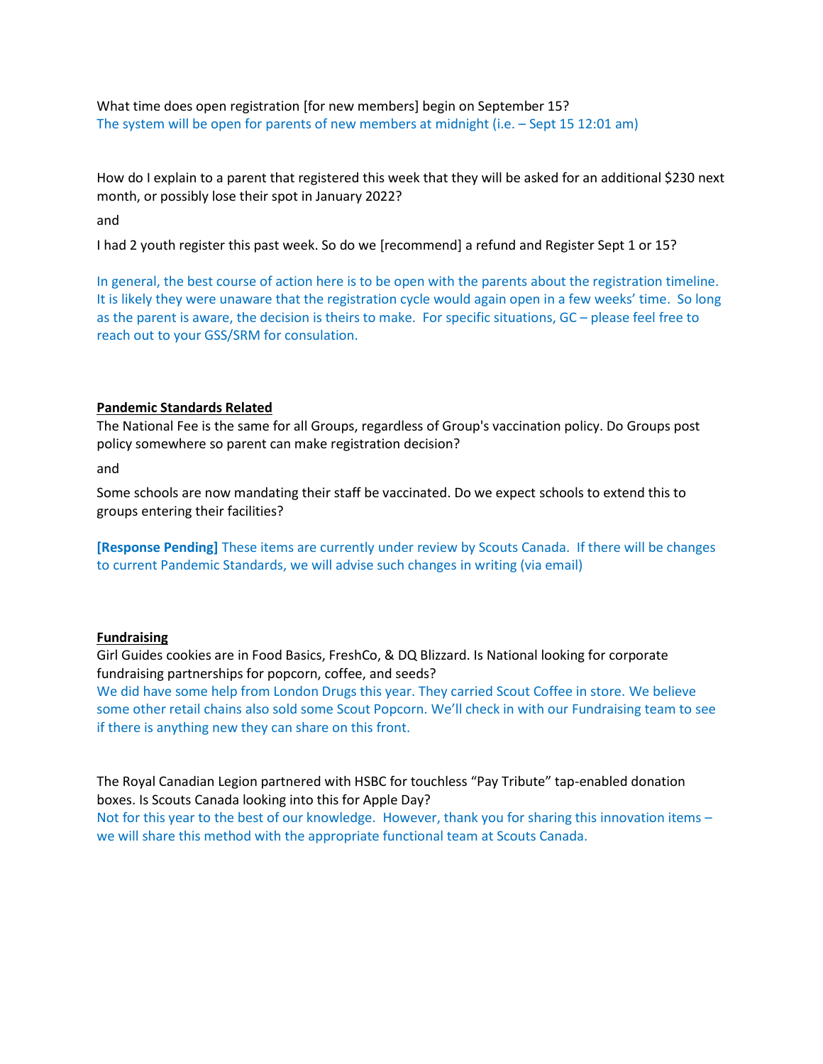What time does open registration [for new members] begin on September 15?
The system will be open for parents of new members at midnight (i.e. – Sept 15 12:01 am)

How do I explain to a parent that registered this week that they will be asked for an additional $230 next month, or possibly lose their spot in January 2022?

and

I had 2 youth register this past week. So do we [recommend] a refund and Register Sept 1 or 15?

In general, the best course of action here is to be open with the parents about the registration timeline. It is likely they were unaware that the registration cycle would again open in a few weeks' time. So long as the parent is aware, the decision is theirs to make. For specific situations, GC – please feel free to reach out to your GSS/SRM for consulation.

**Pandemic Standards Related**

The National Fee is the same for all Groups, regardless of Group's vaccination policy. Do Groups post policy somewhere so parent can make registration decision?

and

Some schools are now mandating their staff be vaccinated. Do we expect schools to extend this to groups entering their facilities?

**[Response Pending]** These items are currently under review by Scouts Canada. If there will be changes to current Pandemic Standards, we will advise such changes in writing (via email)

**Fundraising**

Girl Guides cookies are in Food Basics, FreshCo, & DQ Blizzard. Is National looking for corporate fundraising partnerships for popcorn, coffee, and seeds?
We did have some help from London Drugs this year. They carried Scout Coffee in store. We believe some other retail chains also sold some Scout Popcorn. We'll check in with our Fundraising team to see if there is anything new they can share on this front.

The Royal Canadian Legion partnered with HSBC for touchless "Pay Tribute" tap-enabled donation boxes. Is Scouts Canada looking into this for Apple Day?
Not for this year to the best of our knowledge. However, thank you for sharing this innovation items – we will share this method with the appropriate functional team at Scouts Canada.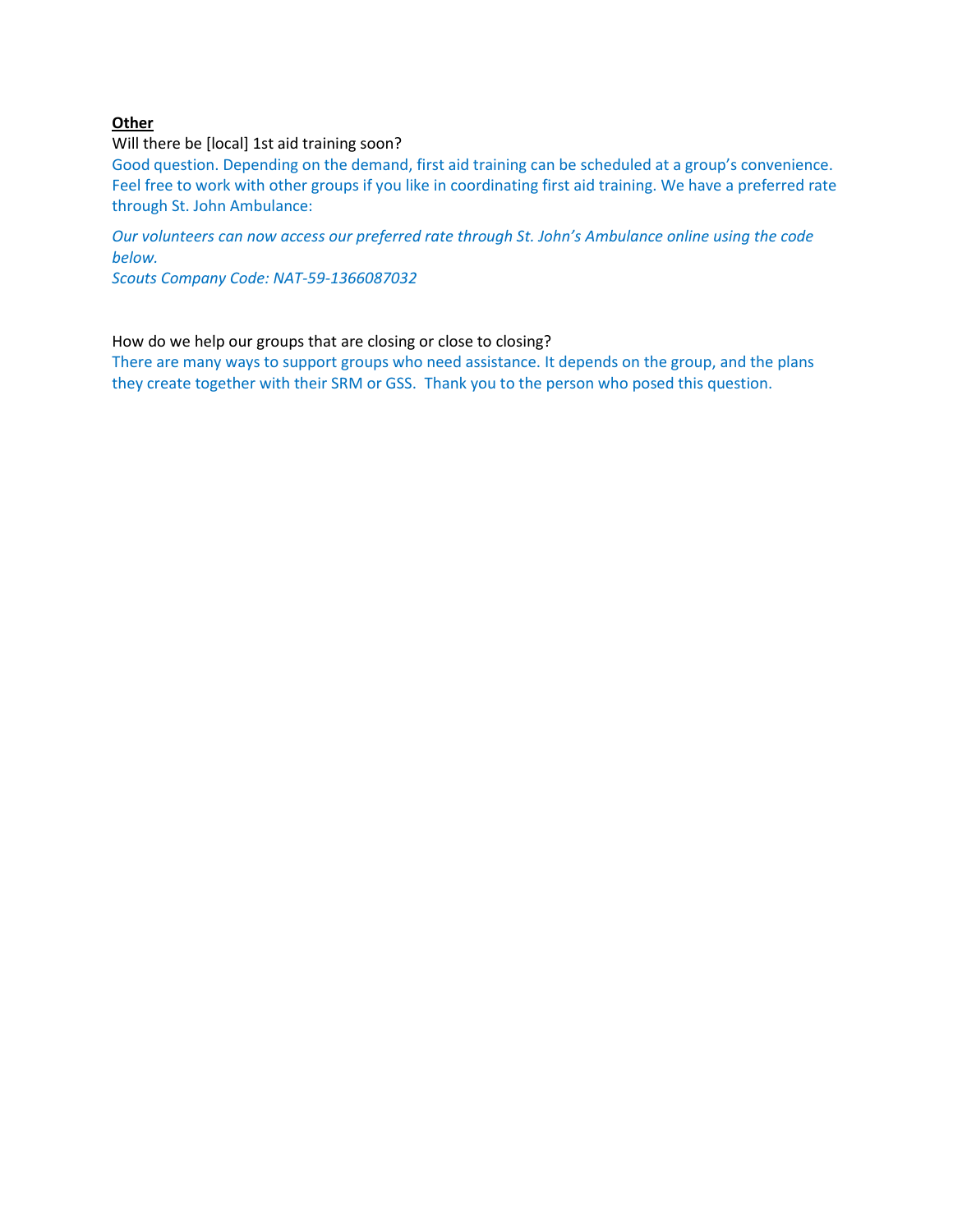**Other**

Will there be [local] 1st aid training soon?

Good question. Depending on the demand, first aid training can be scheduled at a group's convenience. Feel free to work with other groups if you like in coordinating first aid training. We have a preferred rate through St. John Ambulance:

*Our volunteers can now access our preferred rate through St. John's Ambulance online using the code below.*
*Scouts Company Code: NAT-59-1366087032*

How do we help our groups that are closing or close to closing?

There are many ways to support groups who need assistance. It depends on the group, and the plans they create together with their SRM or GSS. Thank you to the person who posed this question.